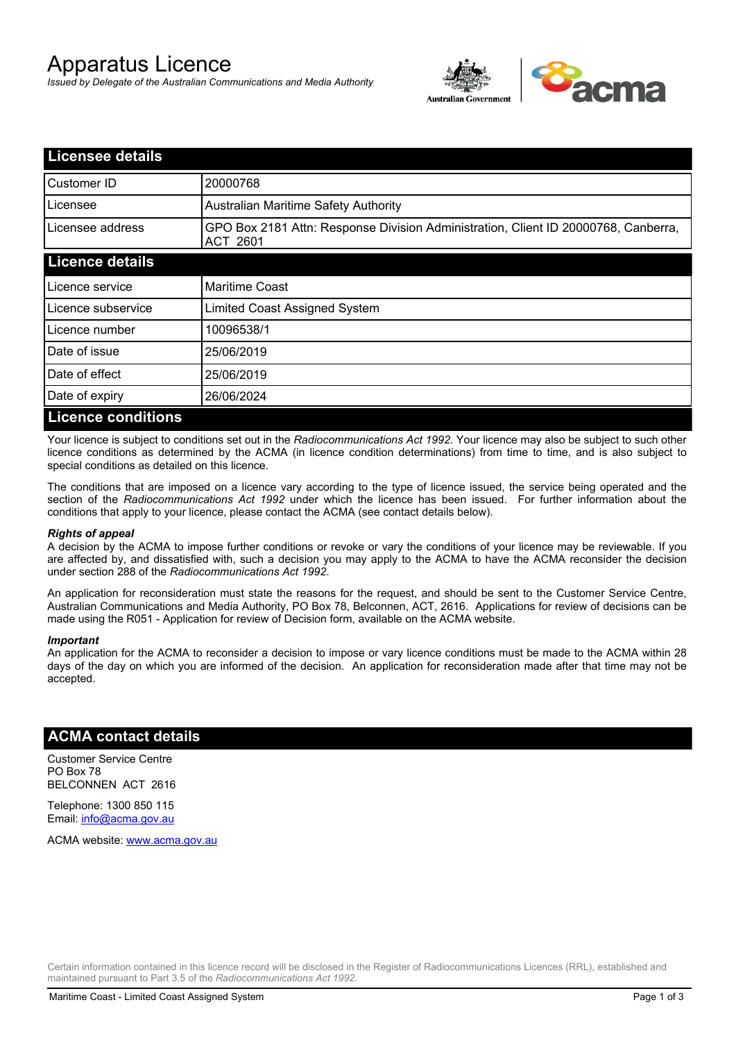# Apparatus Licence

*Issued by Delegate of the Australian Communications and Media Authority*

## Licensee details

| | |
|---|---|
| Customer ID | 20000768 |
| Licensee | Australian Maritime Safety Authority |
| Licensee address | GPO Box 2181 Attn: Response Division Administration, Client ID 20000768, Canberra, ACT 2601 |

## Licence details

| | |
|---|---|
| Licence service | Maritime Coast |
| Licence subservice | Limited Coast Assigned System |
| Licence number | 10096538/1 |
| Date of issue | 25/06/2019 |
| Date of effect | 25/06/2019 |
| Date of expiry | 26/06/2024 |

## Licence conditions

Your licence is subject to conditions set out in the *Radiocommunications Act 1992*. Your licence may also be subject to such other licence conditions as determined by the ACMA (in licence condition determinations) from time to time, and is also subject to special conditions as detailed on this licence.

The conditions that are imposed on a licence vary according to the type of licence issued, the service being operated and the section of the *Radiocommunications Act 1992* under which the licence has been issued. For further information about the conditions that apply to your licence, please contact the ACMA (see contact details below).

***Rights of appeal***

A decision by the ACMA to impose further conditions or revoke or vary the conditions of your licence may be reviewable. If you are affected by, and dissatisfied with, such a decision you may apply to the ACMA to have the ACMA reconsider the decision under section 288 of the *Radiocommunications Act 1992*.

An application for reconsideration must state the reasons for the request, and should be sent to the Customer Service Centre, Australian Communications and Media Authority, PO Box 78, Belconnen, ACT, 2616. Applications for review of decisions can be made using the R051 - Application for review of Decision form, available on the ACMA website.

***Important***

An application for the ACMA to reconsider a decision to impose or vary licence conditions must be made to the ACMA within 28 days of the day on which you are informed of the decision. An application for reconsideration made after that time may not be accepted.

## ACMA contact details

Customer Service Centre
PO Box 78
BELCONNEN ACT 2616

Telephone: 1300 850 115
Email: info@acma.gov.au

ACMA website: www.acma.gov.au

Certain information contained in this licence record will be disclosed in the Register of Radiocommunications Licences (RRL), established and maintained pursuant to Part 3.5 of the *Radiocommunications Act 1992.*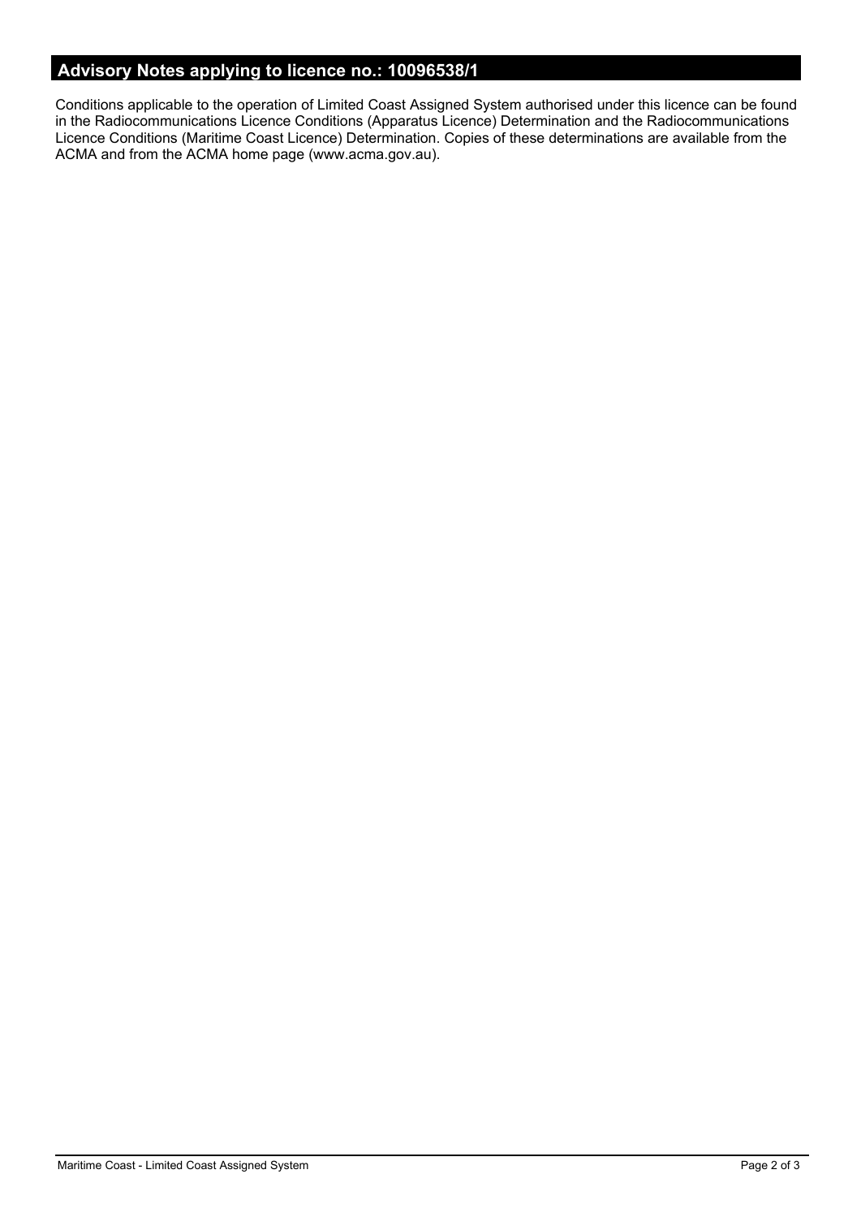## Advisory Notes applying to licence no.: 10096538/1

Conditions applicable to the operation of Limited Coast Assigned System authorised under this licence can be found in the Radiocommunications Licence Conditions (Apparatus Licence) Determination and the Radiocommunications Licence Conditions (Maritime Coast Licence) Determination. Copies of these determinations are available from the ACMA and from the ACMA home page (www.acma.gov.au).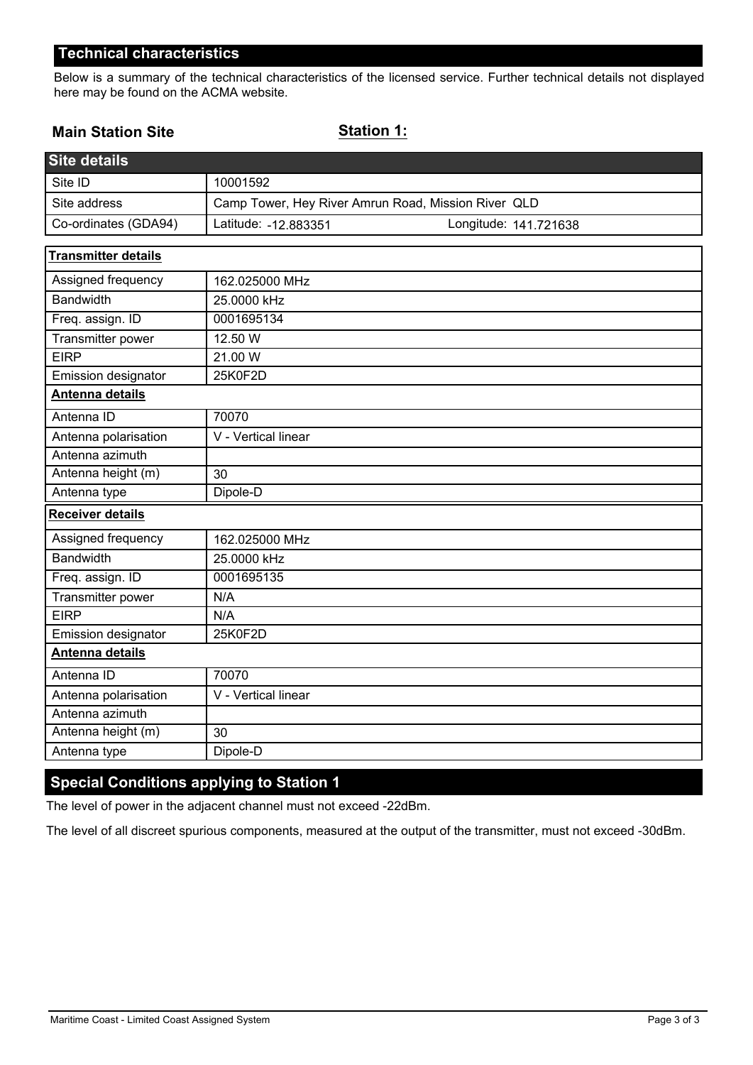## Technical characteristics

Below is a summary of the technical characteristics of the licensed service. Further technical details not displayed here may be found on the ACMA website.

### Main Station Site

**Station 1:**

| Site details | |
|---|---|
| Site ID | 10001592 |
| Site address | Camp Tower, Hey River Amrun Road, Mission River QLD |
| Co-ordinates (GDA94) | Latitude: -12.883351 Longitude: 141.721638 |

| **Transmitter details** | |
|---|---|
| Assigned frequency | 162.025000 MHz |
| Bandwidth | 25.0000 kHz |
| Freq. assign. ID | 0001695134 |
| Transmitter power | 12.50 W |
| EIRP | 21.00 W |
| Emission designator | 25K0F2D |
| **Antenna details** | |
| Antenna ID | 70070 |
| Antenna polarisation | V - Vertical linear |
| Antenna azimuth | |
| Antenna height (m) | 30 |
| Antenna type | Dipole-D |

| **Receiver details** | |
|---|---|
| Assigned frequency | 162.025000 MHz |
| Bandwidth | 25.0000 kHz |
| Freq. assign. ID | 0001695135 |
| Transmitter power | N/A |
| EIRP | N/A |
| Emission designator | 25K0F2D |
| **Antenna details** | |
| Antenna ID | 70070 |
| Antenna polarisation | V - Vertical linear |
| Antenna azimuth | |
| Antenna height (m) | 30 |
| Antenna type | Dipole-D |

## Special Conditions applying to Station 1

The level of power in the adjacent channel must not exceed -22dBm.

The level of all discreet spurious components, measured at the output of the transmitter, must not exceed -30dBm.